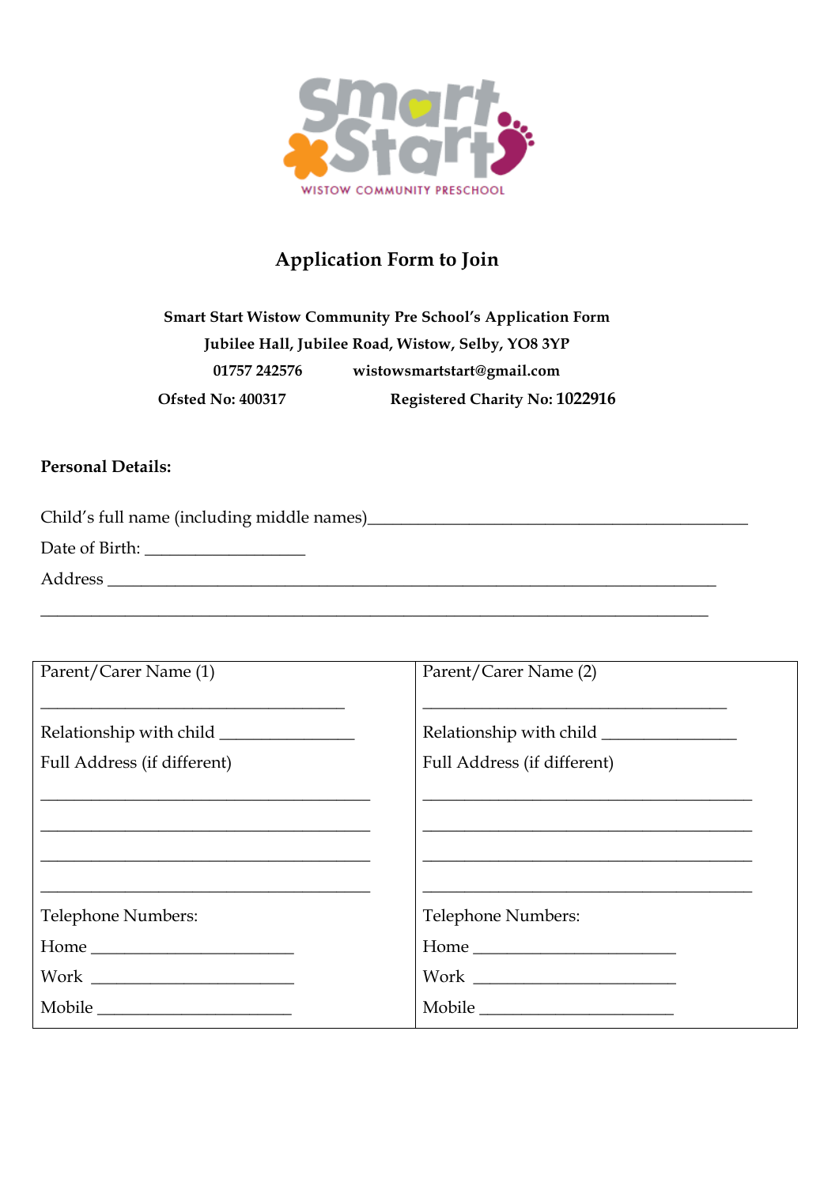# Application Form to Join

**Smart Start Wistow Community Pre School's Application Form**
**Jubilee Hall, Jubilee Road, Wistow, Selby, YO8 3YP**
**01757 242576 wistowsmartstart@gmail.com**
**Ofsted No: 400317 Registered Charity No: 1022916**

**Personal Details:**

Child's full name (including middle names)_____________________________________________

Date of Birth: ___________________

Address ________________________________________________________________________

________________________________________________________________________________

| Parent/Carer Name (1) | Parent/Carer Name (2) |
|---|---|
| ____________________________________ | ____________________________________ |
| Relationship with child ________________ | Relationship with child ________________ |
| Full Address (if different) | Full Address (if different) |
| ________________________________________ | ________________________________________ |
| ________________________________________ | ________________________________________ |
| ________________________________________ | ________________________________________ |
| ________________________________________ | ________________________________________ |
| Telephone Numbers: | Telephone Numbers: |
| Home ________________________ | Home ________________________ |
| Work ________________________ | Work ________________________ |
| Mobile _______________________ | Mobile _______________________ |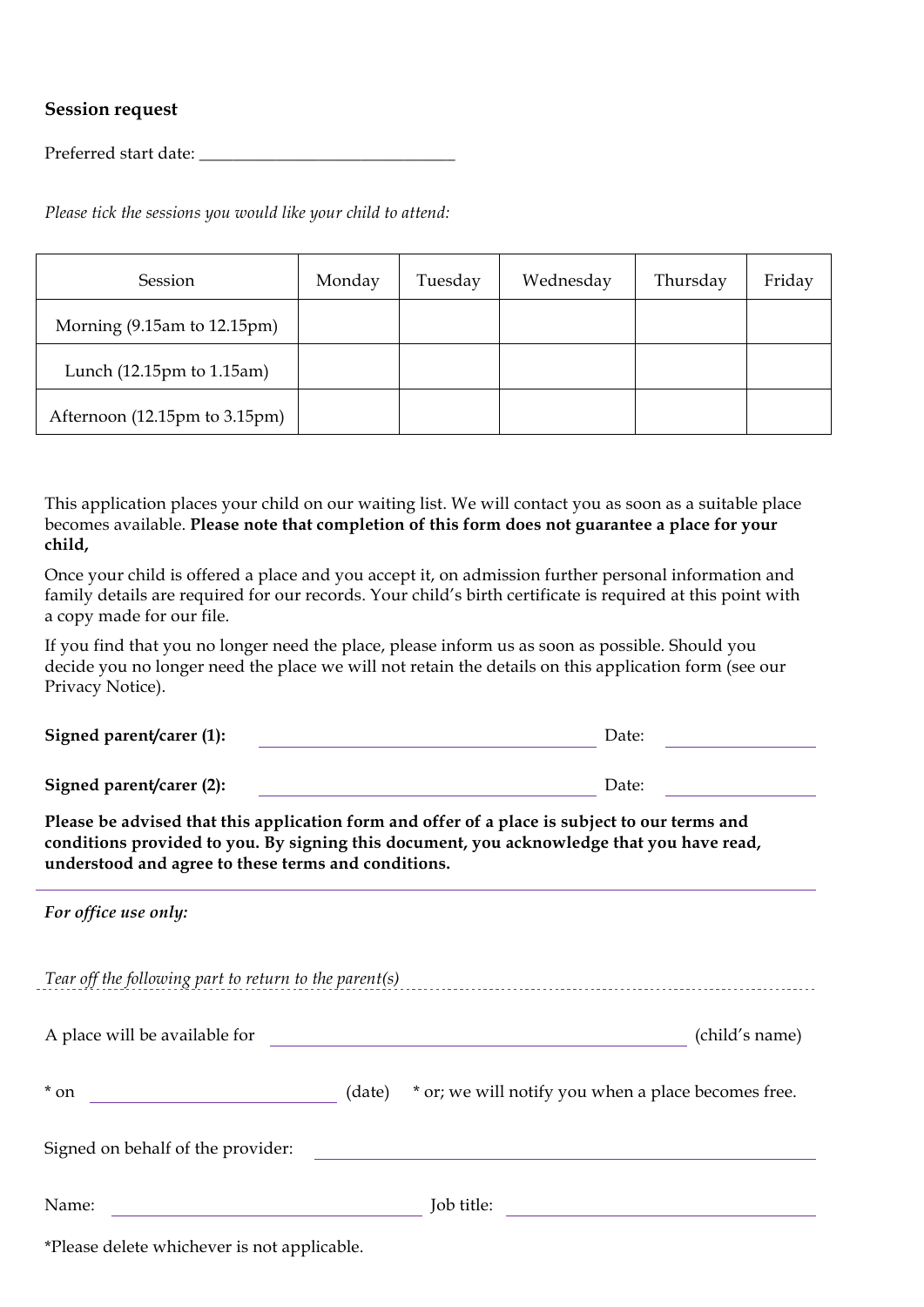**Session request**

Preferred start date: ______________________________

*Please tick the sessions you would like your child to attend:*

| Session | Monday | Tuesday | Wednesday | Thursday | Friday |
|---|---|---|---|---|---|
| Morning (9.15am to 12.15pm) | | | | | |
| Lunch (12.15pm to 1.15am) | | | | | |
| Afternoon (12.15pm to 3.15pm) | | | | | |

This application places your child on our waiting list. We will contact you as soon as a suitable place becomes available. **Please note that completion of this form does not guarantee a place for your child,**

Once your child is offered a place and you accept it, on admission further personal information and family details are required for our records. Your child's birth certificate is required at this point with a copy made for our file.

If you find that you no longer need the place, please inform us as soon as possible. Should you decide you no longer need the place we will not retain the details on this application form (see our Privacy Notice).

**Signed parent/carer (1):** ______________________________ Date: ______________

**Signed parent/carer (2):** ______________________________ Date: ______________

**Please be advised that this application form and offer of a place is subject to our terms and conditions provided to you. By signing this document, you acknowledge that you have read, understood and agree to these terms and conditions.**

---

***For office use only:***

*Tear off the following part to return to the parent(s)*

A place will be available for ______________________________ (child's name)

\* on ______________________ (date) \* or; we will notify you when a place becomes free.

Signed on behalf of the provider: ______________________________

Name: ______________________ Job title: ______________________

\*Please delete whichever is not applicable.